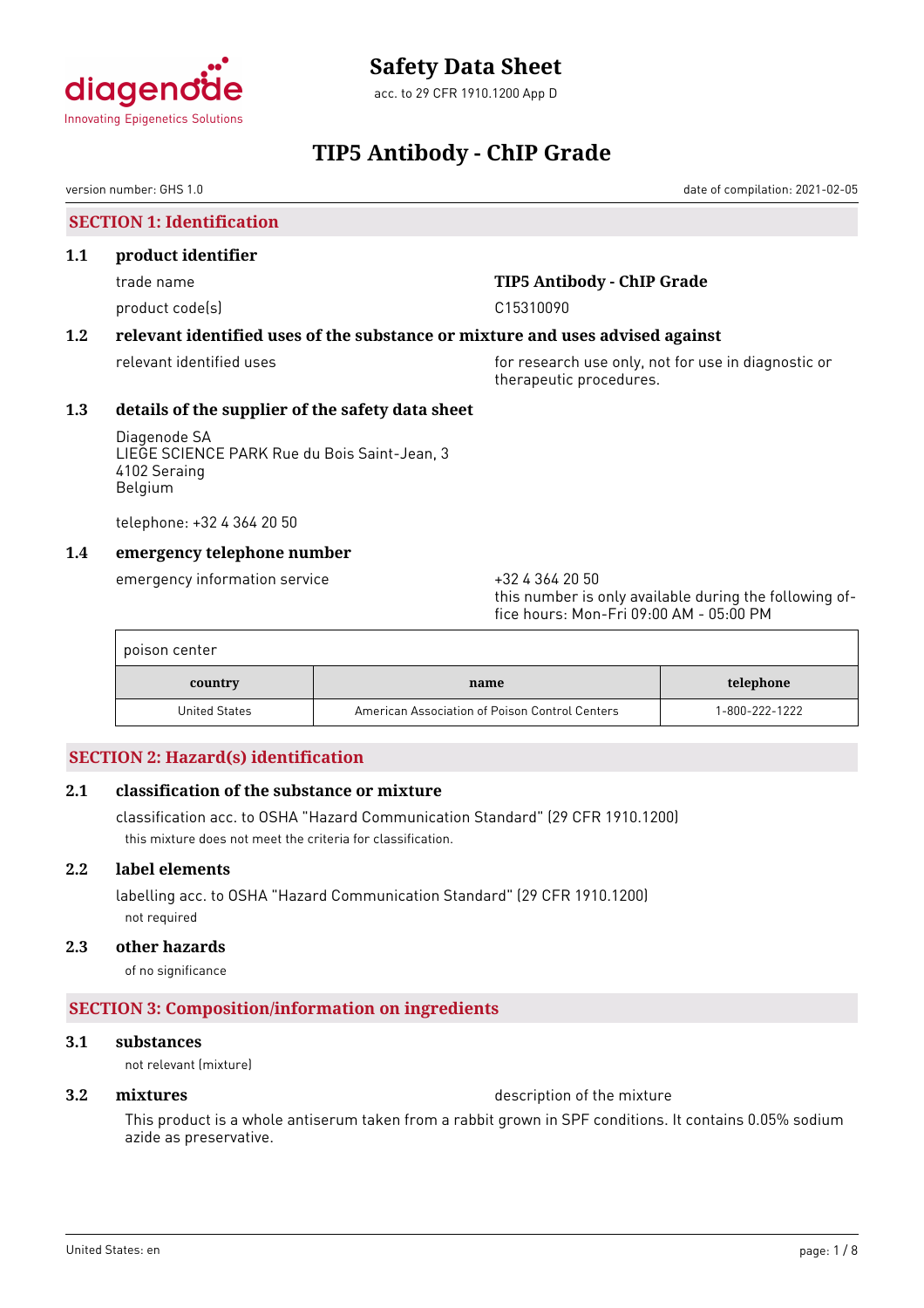# Safety Data Sheet

acc. to 29 CFR 1910.1200 App D

# TIP5 Antibody - ChIP Grade

version number: GHS 1.0

date of compilation: 2021-02-05

## SECTION 1: Identification

### 1.1 product identifier

trade name: **TIP5 Antibody - ChIP Grade**

product code(s): C15310090

### 1.2 relevant identified uses of the substance or mixture and uses advised against

relevant identified uses: for research use only, not for use in diagnostic or therapeutic procedures.

### 1.3 details of the supplier of the safety data sheet

Diagenode SA
LIEGE SCIENCE PARK Rue du Bois Saint-Jean, 3
4102 Seraing
Belgium

telephone: +32 4 364 20 50

### 1.4 emergency telephone number

emergency information service: +32 4 364 20 50
this number is only available during the following office hours: Mon-Fri 09:00 AM - 05:00 PM

poison center

| country | name | telephone |
|---|---|---|
| United States | American Association of Poison Control Centers | 1-800-222-1222 |

## SECTION 2: Hazard(s) identification

### 2.1 classification of the substance or mixture

classification acc. to OSHA "Hazard Communication Standard" (29 CFR 1910.1200)

this mixture does not meet the criteria for classification.

### 2.2 label elements

labelling acc. to OSHA "Hazard Communication Standard" (29 CFR 1910.1200)

not required

### 2.3 other hazards

of no significance

## SECTION 3: Composition/information on ingredients

### 3.1 substances

not relevant (mixture)

### 3.2 mixtures

description of the mixture

This product is a whole antiserum taken from a rabbit grown in SPF conditions. It contains 0.05% sodium azide as preservative.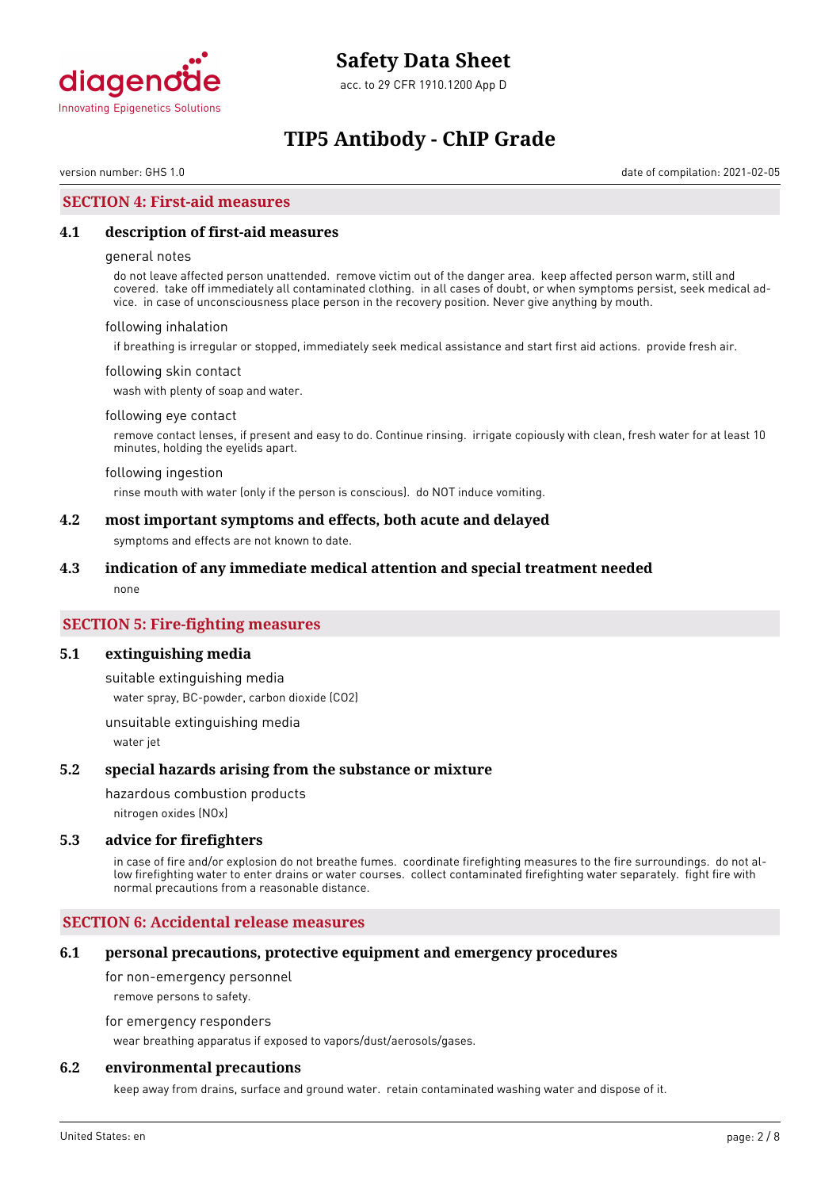## SECTION 4: First-aid measures

### 4.1 description of first-aid measures

general notes

do not leave affected person unattended. remove victim out of the danger area. keep affected person warm, still and covered. take off immediately all contaminated clothing. in all cases of doubt, or when symptoms persist, seek medical advice. in case of unconsciousness place person in the recovery position. Never give anything by mouth.

following inhalation

if breathing is irregular or stopped, immediately seek medical assistance and start first aid actions. provide fresh air.

following skin contact

wash with plenty of soap and water.

following eye contact

remove contact lenses, if present and easy to do. Continue rinsing. irrigate copiously with clean, fresh water for at least 10 minutes, holding the eyelids apart.

following ingestion

rinse mouth with water (only if the person is conscious). do NOT induce vomiting.

### 4.2 most important symptoms and effects, both acute and delayed

symptoms and effects are not known to date.

### 4.3 indication of any immediate medical attention and special treatment needed

none

## SECTION 5: Fire-fighting measures

### 5.1 extinguishing media

suitable extinguishing media

water spray, BC-powder, carbon dioxide ($CO_2$)

unsuitable extinguishing media

water jet

### 5.2 special hazards arising from the substance or mixture

hazardous combustion products

nitrogen oxides ($NO_x$)

### 5.3 advice for firefighters

in case of fire and/or explosion do not breathe fumes. coordinate firefighting measures to the fire surroundings. do not allow firefighting water to enter drains or water courses. collect contaminated firefighting water separately. fight fire with normal precautions from a reasonable distance.

## SECTION 6: Accidental release measures

### 6.1 personal precautions, protective equipment and emergency procedures

for non-emergency personnel

remove persons to safety.

for emergency responders

wear breathing apparatus if exposed to vapors/dust/aerosols/gases.

### 6.2 environmental precautions

keep away from drains, surface and ground water. retain contaminated washing water and dispose of it.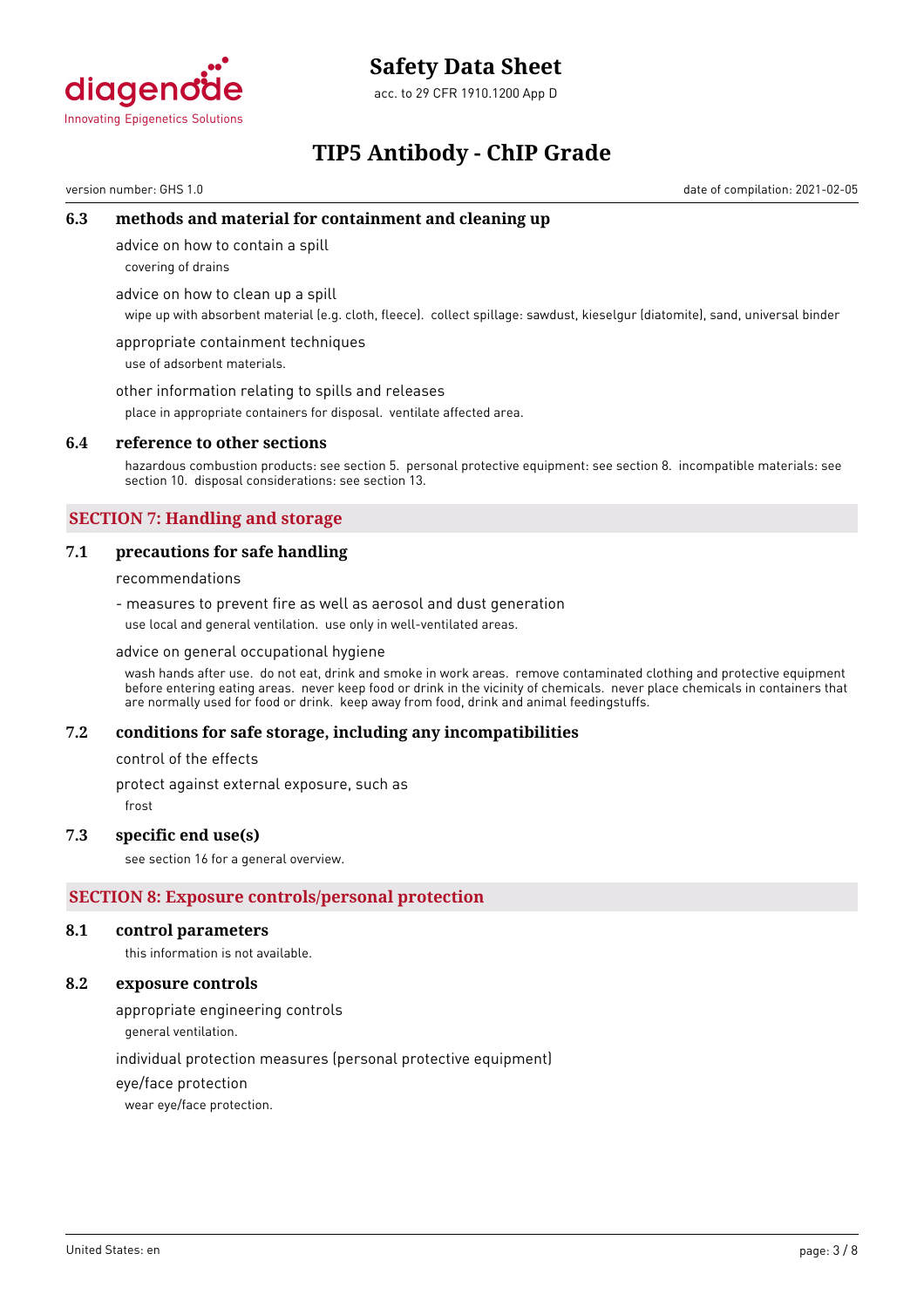### 6.3 methods and material for containment and cleaning up

advice on how to contain a spill

covering of drains

advice on how to clean up a spill

wipe up with absorbent material (e.g. cloth, fleece). collect spillage: sawdust, kieselgur (diatomite), sand, universal binder

appropriate containment techniques

use of adsorbent materials.

other information relating to spills and releases

place in appropriate containers for disposal. ventilate affected area.

### 6.4 reference to other sections

hazardous combustion products: see section 5. personal protective equipment: see section 8. incompatible materials: see section 10. disposal considerations: see section 13.

## SECTION 7: Handling and storage

### 7.1 precautions for safe handling

recommendations

- measures to prevent fire as well as aerosol and dust generation

use local and general ventilation. use only in well-ventilated areas.

advice on general occupational hygiene

wash hands after use. do not eat, drink and smoke in work areas. remove contaminated clothing and protective equipment before entering eating areas. never keep food or drink in the vicinity of chemicals. never place chemicals in containers that are normally used for food or drink. keep away from food, drink and animal feedingstuffs.

### 7.2 conditions for safe storage, including any incompatibilities

control of the effects

protect against external exposure, such as

frost

### 7.3 specific end use(s)

see section 16 for a general overview.

## SECTION 8: Exposure controls/personal protection

### 8.1 control parameters

this information is not available.

### 8.2 exposure controls

appropriate engineering controls

general ventilation.

individual protection measures (personal protective equipment)

eye/face protection

wear eye/face protection.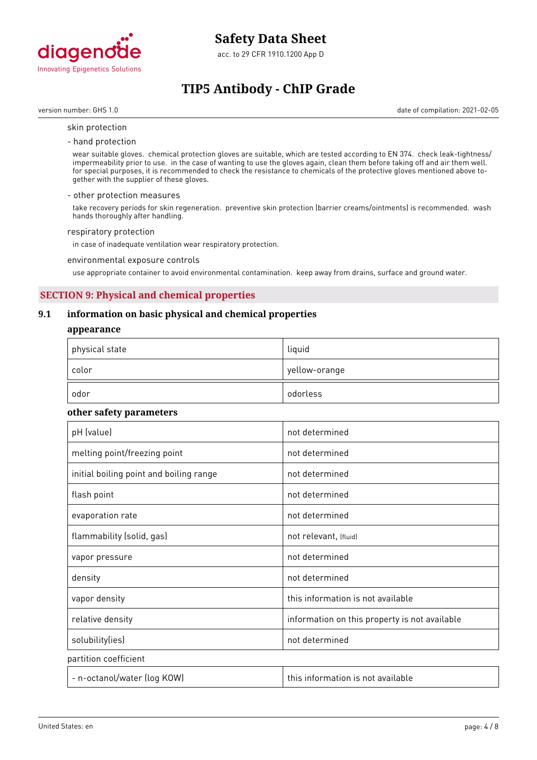skin protection

- hand protection

wear suitable gloves. chemical protection gloves are suitable, which are tested according to EN 374. check leak-tightness/impermeability prior to use. in the case of wanting to use the gloves again, clean them before taking off and air them well. for special purposes, it is recommended to check the resistance to chemicals of the protective gloves mentioned above together with the supplier of these gloves.

- other protection measures

take recovery periods for skin regeneration. preventive skin protection (barrier creams/ointments) is recommended. wash hands thoroughly after handling.

respiratory protection

in case of inadequate ventilation wear respiratory protection.

environmental exposure controls

use appropriate container to avoid environmental contamination. keep away from drains, surface and ground water.

## SECTION 9: Physical and chemical properties

### 9.1 information on basic physical and chemical properties

**appearance**

| physical state | liquid |
|---|---|
| color | yellow-orange |
| odor | odorless |

**other safety parameters**

| pH (value) | not determined |
|---|---|
| melting point/freezing point | not determined |
| initial boiling point and boiling range | not determined |
| flash point | not determined |
| evaporation rate | not determined |
| flammability (solid, gas) | not relevant, (fluid) |
| vapor pressure | not determined |
| density | not determined |
| vapor density | this information is not available |
| relative density | information on this property is not available |
| solubility(ies) | not determined |

partition coefficient

| - n-octanol/water (log KOW) | this information is not available |
|---|---|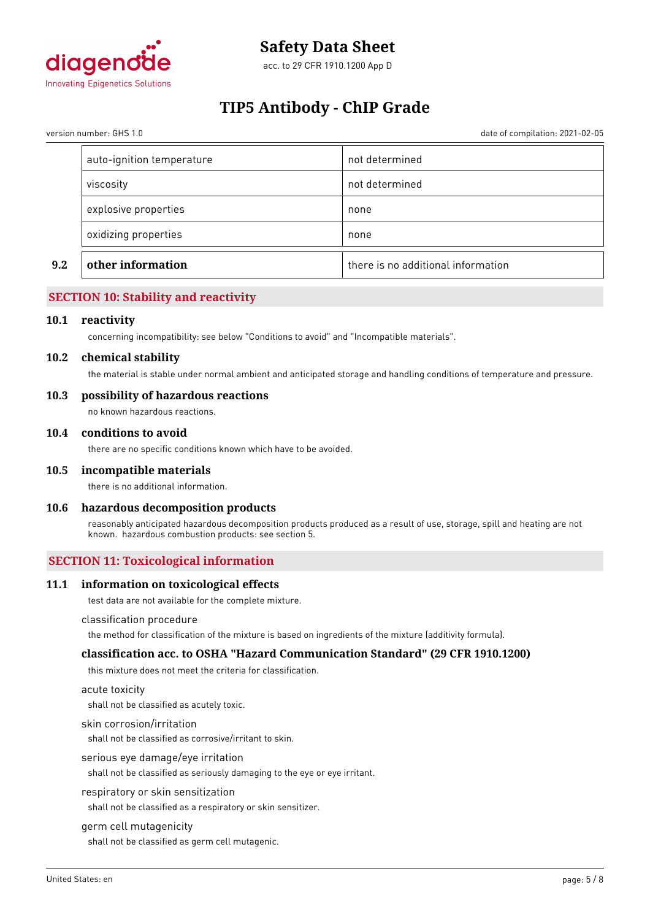| | | |
|---|---|---|
| | auto-ignition temperature | not determined |
| | viscosity | not determined |
| | explosive properties | none |
| | oxidizing properties | none |
| **9.2** | **other information** | there is no additional information |

## SECTION 10: Stability and reactivity

### 10.1 reactivity

concerning incompatibility: see below "Conditions to avoid" and "Incompatible materials".

### 10.2 chemical stability

the material is stable under normal ambient and anticipated storage and handling conditions of temperature and pressure.

### 10.3 possibility of hazardous reactions

no known hazardous reactions.

### 10.4 conditions to avoid

there are no specific conditions known which have to be avoided.

### 10.5 incompatible materials

there is no additional information.

### 10.6 hazardous decomposition products

reasonably anticipated hazardous decomposition products produced as a result of use, storage, spill and heating are not known. hazardous combustion products: see section 5.

## SECTION 11: Toxicological information

### 11.1 information on toxicological effects

test data are not available for the complete mixture.

classification procedure

the method for classification of the mixture is based on ingredients of the mixture (additivity formula).

#### classification acc. to OSHA "Hazard Communication Standard" (29 CFR 1910.1200)

this mixture does not meet the criteria for classification.

acute toxicity

shall not be classified as acutely toxic.

skin corrosion/irritation

shall not be classified as corrosive/irritant to skin.

serious eye damage/eye irritation

shall not be classified as seriously damaging to the eye or eye irritant.

respiratory or skin sensitization

shall not be classified as a respiratory or skin sensitizer.

germ cell mutagenicity

shall not be classified as germ cell mutagenic.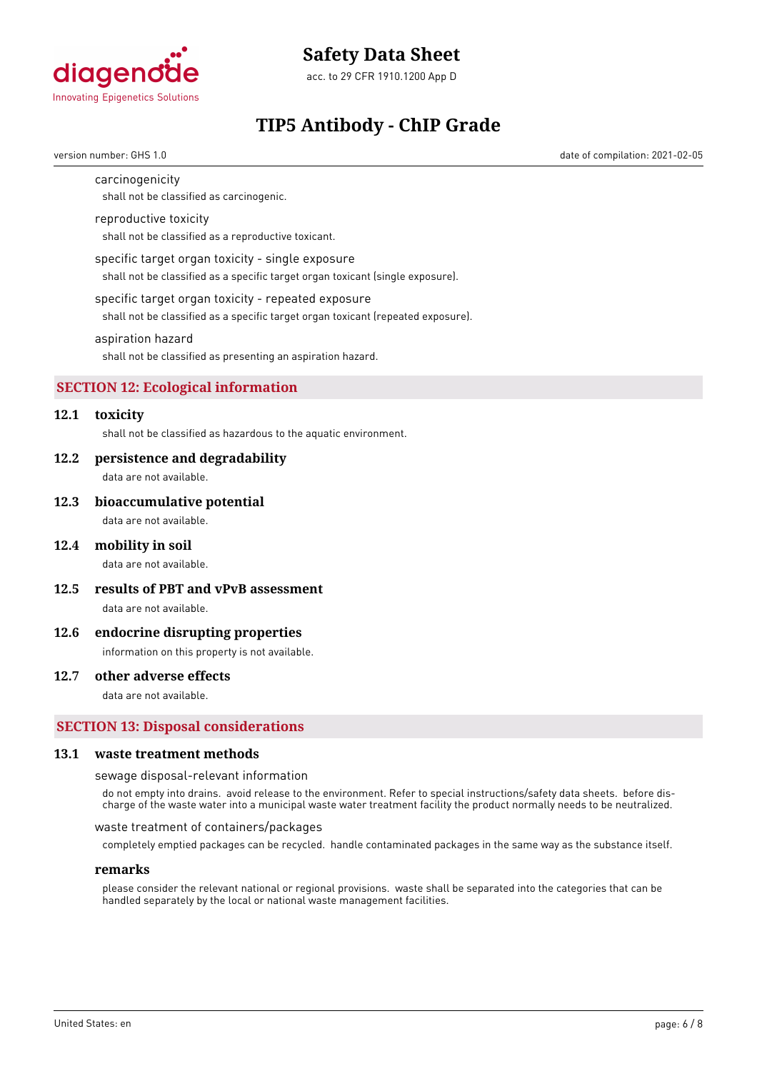carcinogenicity

shall not be classified as carcinogenic.

reproductive toxicity

shall not be classified as a reproductive toxicant.

specific target organ toxicity - single exposure

shall not be classified as a specific target organ toxicant (single exposure).

specific target organ toxicity - repeated exposure

shall not be classified as a specific target organ toxicant (repeated exposure).

aspiration hazard

shall not be classified as presenting an aspiration hazard.

## SECTION 12: Ecological information

### 12.1 toxicity

shall not be classified as hazardous to the aquatic environment.

### 12.2 persistence and degradability

data are not available.

### 12.3 bioaccumulative potential

data are not available.

### 12.4 mobility in soil

data are not available.

### 12.5 results of PBT and vPvB assessment

data are not available.

### 12.6 endocrine disrupting properties

information on this property is not available.

### 12.7 other adverse effects

data are not available.

## SECTION 13: Disposal considerations

### 13.1 waste treatment methods

sewage disposal-relevant information

do not empty into drains. avoid release to the environment. Refer to special instructions/safety data sheets. before discharge of the waste water into a municipal waste water treatment facility the product normally needs to be neutralized.

waste treatment of containers/packages

completely emptied packages can be recycled. handle contaminated packages in the same way as the substance itself.

**remarks**

please consider the relevant national or regional provisions. waste shall be separated into the categories that can be handled separately by the local or national waste management facilities.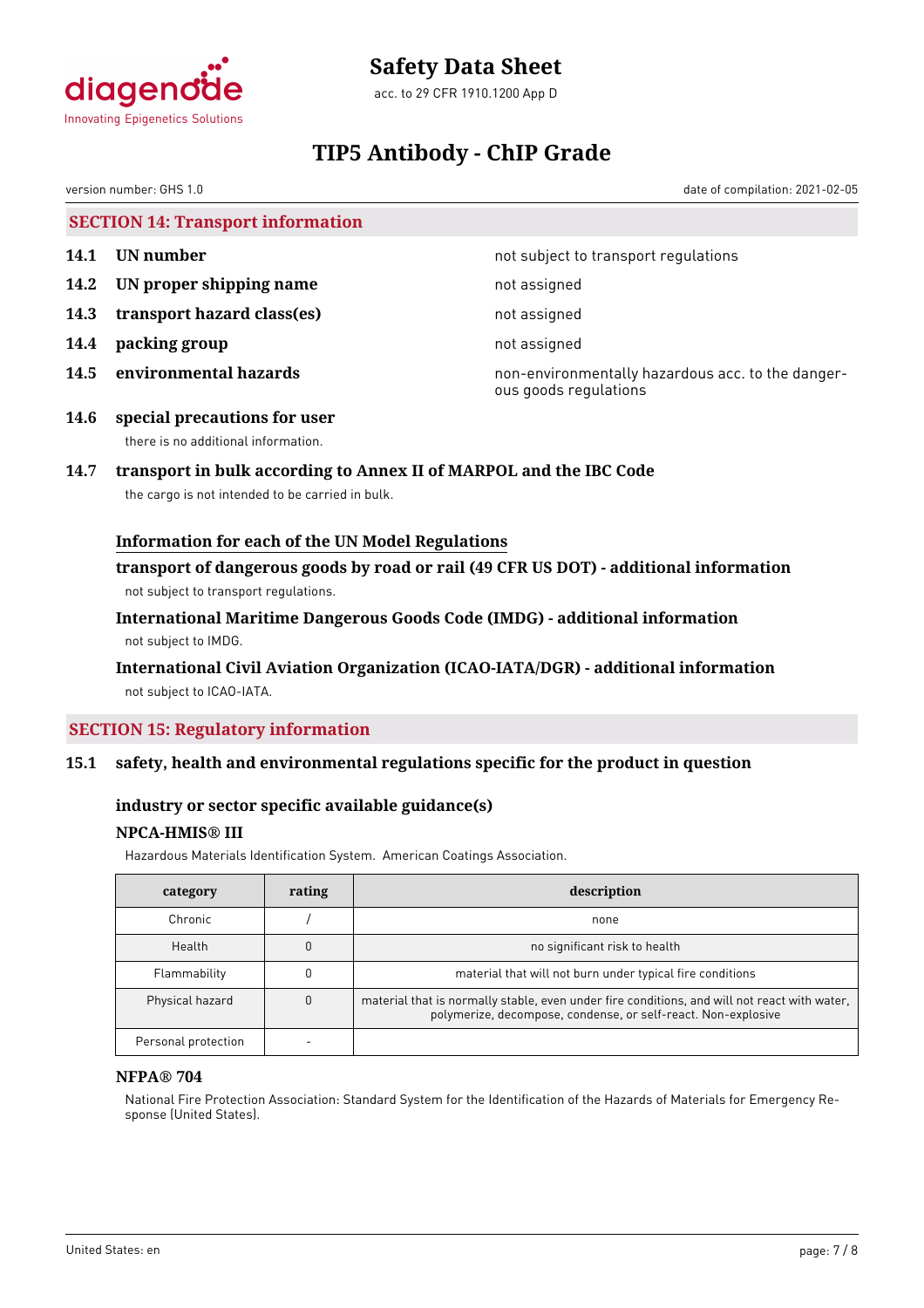## SECTION 14: Transport information

**14.1 UN number** — not subject to transport regulations

**14.2 UN proper shipping name** — not assigned

**14.3 transport hazard class(es)** — not assigned

**14.4 packing group** — not assigned

**14.5 environmental hazards** — non-environmentally hazardous acc. to the dangerous goods regulations

**14.6 special precautions for user**

there is no additional information.

**14.7 transport in bulk according to Annex II of MARPOL and the IBC Code**

the cargo is not intended to be carried in bulk.

**Information for each of the UN Model Regulations**

**transport of dangerous goods by road or rail (49 CFR US DOT) - additional information**

not subject to transport regulations.

**International Maritime Dangerous Goods Code (IMDG) - additional information**

not subject to IMDG.

**International Civil Aviation Organization (ICAO-IATA/DGR) - additional information**

not subject to ICAO-IATA.

## SECTION 15: Regulatory information

### 15.1 safety, health and environmental regulations specific for the product in question

**industry or sector specific available guidance(s)**

**NPCA-HMIS® III**

Hazardous Materials Identification System. American Coatings Association.

| category | rating | description |
|---|---|---|
| Chronic | / | none |
| Health | 0 | no significant risk to health |
| Flammability | 0 | material that will not burn under typical fire conditions |
| Physical hazard | 0 | material that is normally stable, even under fire conditions, and will not react with water, polymerize, decompose, condense, or self-react. Non-explosive |
| Personal protection | - | |

**NFPA® 704**

National Fire Protection Association: Standard System for the Identification of the Hazards of Materials for Emergency Response (United States).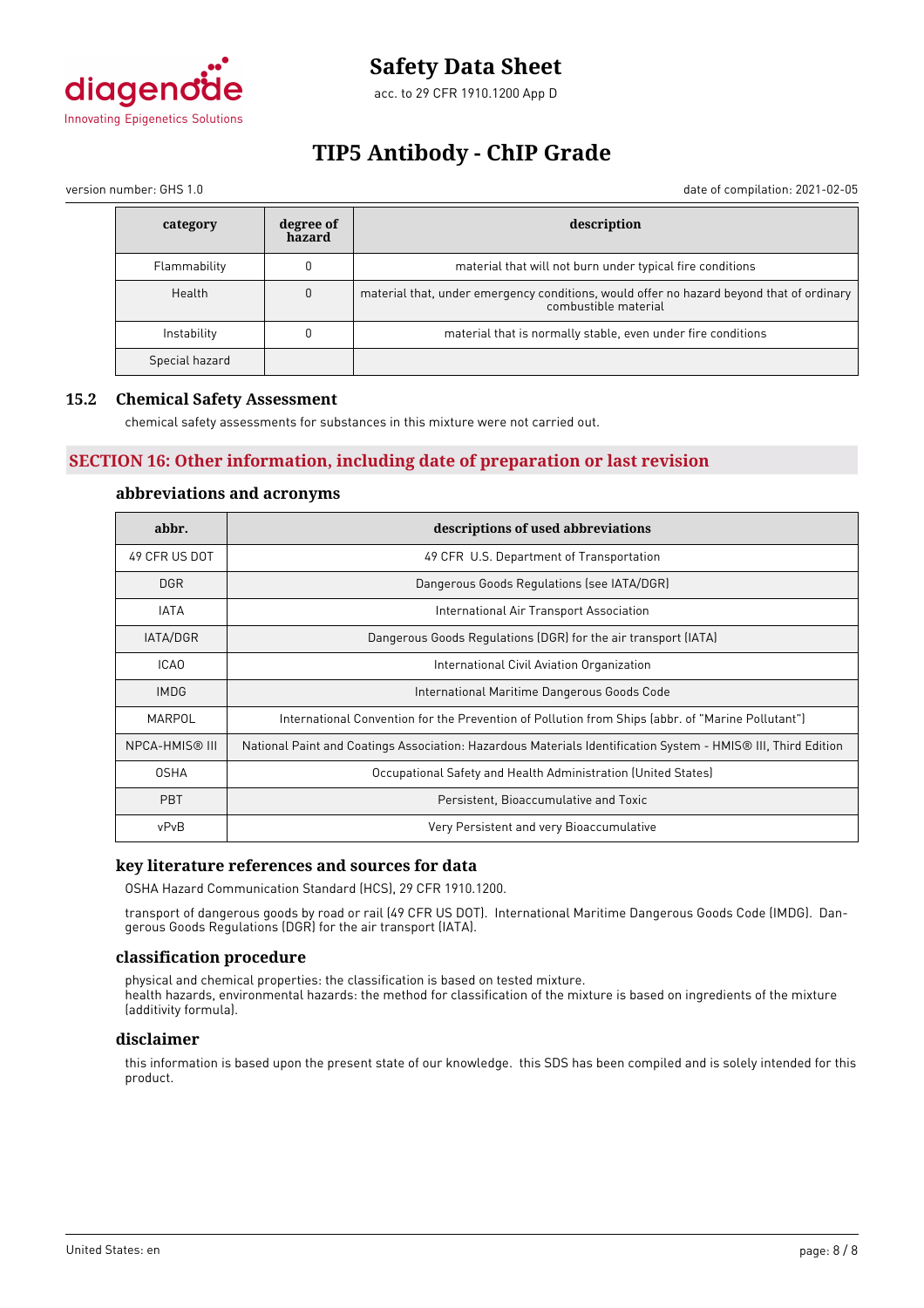| category | degree of hazard | description |
| --- | --- | --- |
| Flammability | 0 | material that will not burn under typical fire conditions |
| Health | 0 | material that, under emergency conditions, would offer no hazard beyond that of ordinary combustible material |
| Instability | 0 | material that is normally stable, even under fire conditions |
| Special hazard | | |

### 15.2 Chemical Safety Assessment

chemical safety assessments for substances in this mixture were not carried out.

## SECTION 16: Other information, including date of preparation or last revision

### abbreviations and acronyms

| abbr. | descriptions of used abbreviations |
| --- | --- |
| 49 CFR US DOT | 49 CFR U.S. Department of Transportation |
| DGR | Dangerous Goods Regulations (see IATA/DGR) |
| IATA | International Air Transport Association |
| IATA/DGR | Dangerous Goods Regulations (DGR) for the air transport (IATA) |
| ICAO | International Civil Aviation Organization |
| IMDG | International Maritime Dangerous Goods Code |
| MARPOL | International Convention for the Prevention of Pollution from Ships (abbr. of "Marine Pollutant") |
| NPCA-HMIS® III | National Paint and Coatings Association: Hazardous Materials Identification System - HMIS® III, Third Edition |
| OSHA | Occupational Safety and Health Administration (United States) |
| PBT | Persistent, Bioaccumulative and Toxic |
| vPvB | Very Persistent and very Bioaccumulative |

### key literature references and sources for data

OSHA Hazard Communication Standard (HCS), 29 CFR 1910.1200.

transport of dangerous goods by road or rail (49 CFR US DOT). International Maritime Dangerous Goods Code (IMDG). Dangerous Goods Regulations (DGR) for the air transport (IATA).

### classification procedure

physical and chemical properties: the classification is based on tested mixture.
health hazards, environmental hazards: the method for classification of the mixture is based on ingredients of the mixture (additivity formula).

### disclaimer

this information is based upon the present state of our knowledge. this SDS has been compiled and is solely intended for this product.